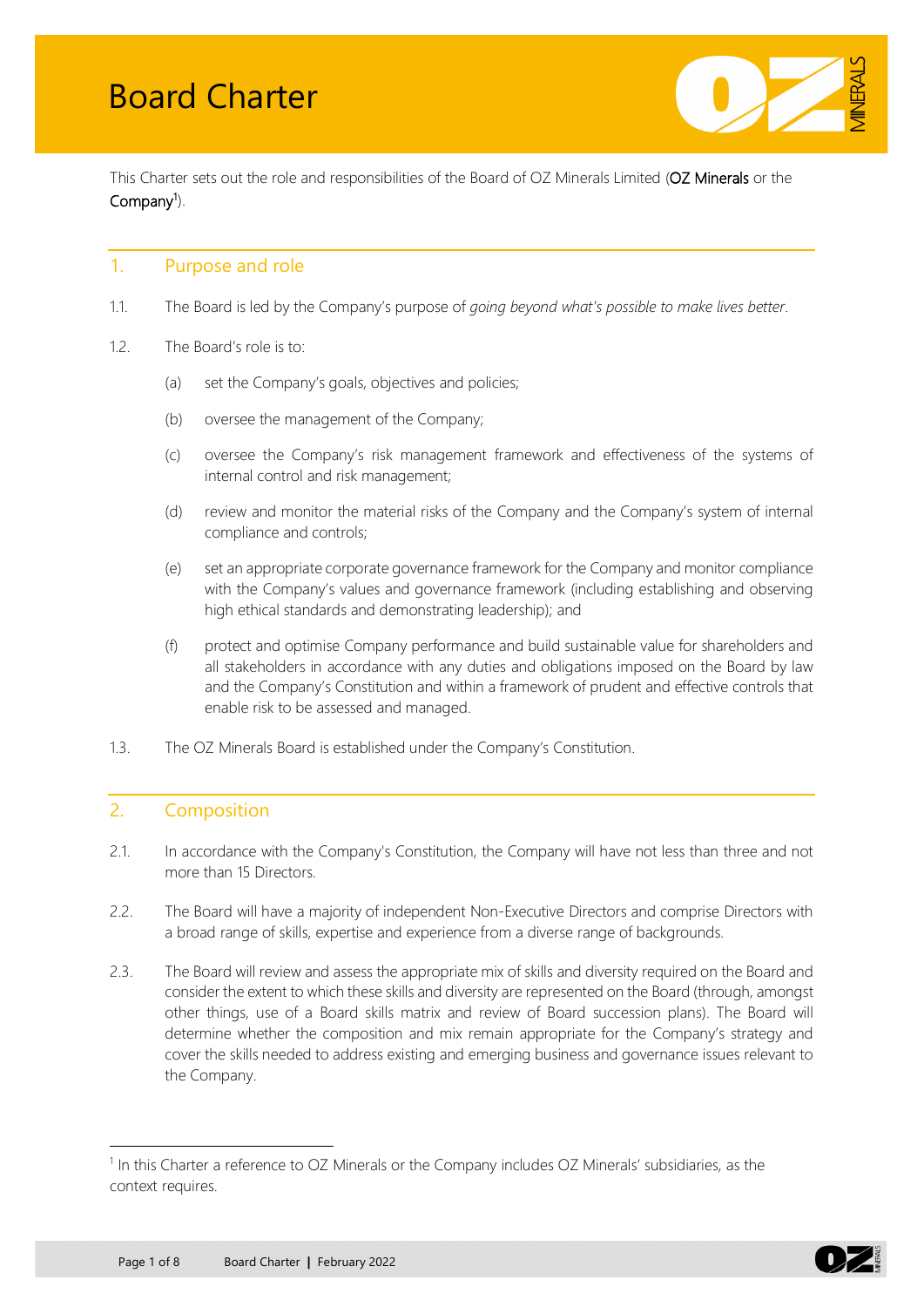# Board Charter

This Charter sets out the role and responsibilities of the Board of OZ Minerals Limited (**OZ Minerals** or the **Company**[1]).

## 1. Purpose and role

1.1. The Board is led by the Company's purpose of *going beyond what's possible to make lives better*.

1.2. The Board's role is to:

(a) set the Company's goals, objectives and policies;

(b) oversee the management of the Company;

(c) oversee the Company's risk management framework and effectiveness of the systems of internal control and risk management;

(d) review and monitor the material risks of the Company and the Company's system of internal compliance and controls;

(e) set an appropriate corporate governance framework for the Company and monitor compliance with the Company's values and governance framework (including establishing and observing high ethical standards and demonstrating leadership); and

(f) protect and optimise Company performance and build sustainable value for shareholders and all stakeholders in accordance with any duties and obligations imposed on the Board by law and the Company's Constitution and within a framework of prudent and effective controls that enable risk to be assessed and managed.

1.3. The OZ Minerals Board is established under the Company's Constitution.

## 2. Composition

2.1. In accordance with the Company's Constitution, the Company will have not less than three and not more than 15 Directors.

2.2. The Board will have a majority of independent Non-Executive Directors and comprise Directors with a broad range of skills, expertise and experience from a diverse range of backgrounds.

2.3. The Board will review and assess the appropriate mix of skills and diversity required on the Board and consider the extent to which these skills and diversity are represented on the Board (through, amongst other things, use of a Board skills matrix and review of Board succession plans). The Board will determine whether the composition and mix remain appropriate for the Company's strategy and cover the skills needed to address existing and emerging business and governance issues relevant to the Company.

[1] In this Charter a reference to OZ Minerals or the Company includes OZ Minerals' subsidiaries, as the context requires.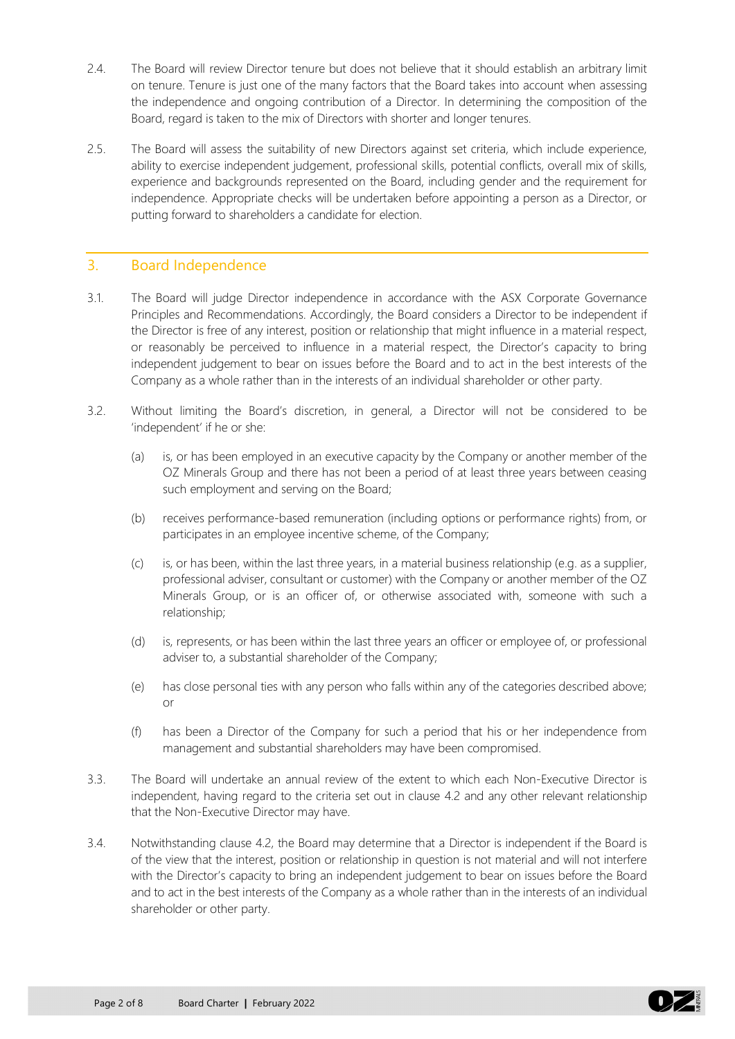2.4. The Board will review Director tenure but does not believe that it should establish an arbitrary limit on tenure. Tenure is just one of the many factors that the Board takes into account when assessing the independence and ongoing contribution of a Director. In determining the composition of the Board, regard is taken to the mix of Directors with shorter and longer tenures.

2.5. The Board will assess the suitability of new Directors against set criteria, which include experience, ability to exercise independent judgement, professional skills, potential conflicts, overall mix of skills, experience and backgrounds represented on the Board, including gender and the requirement for independence. Appropriate checks will be undertaken before appointing a person as a Director, or putting forward to shareholders a candidate for election.

## 3. Board Independence

3.1. The Board will judge Director independence in accordance with the ASX Corporate Governance Principles and Recommendations. Accordingly, the Board considers a Director to be independent if the Director is free of any interest, position or relationship that might influence in a material respect, or reasonably be perceived to influence in a material respect, the Director's capacity to bring independent judgement to bear on issues before the Board and to act in the best interests of the Company as a whole rather than in the interests of an individual shareholder or other party.

3.2. Without limiting the Board's discretion, in general, a Director will not be considered to be 'independent' if he or she:

(a) is, or has been employed in an executive capacity by the Company or another member of the OZ Minerals Group and there has not been a period of at least three years between ceasing such employment and serving on the Board;

(b) receives performance-based remuneration (including options or performance rights) from, or participates in an employee incentive scheme, of the Company;

(c) is, or has been, within the last three years, in a material business relationship (e.g. as a supplier, professional adviser, consultant or customer) with the Company or another member of the OZ Minerals Group, or is an officer of, or otherwise associated with, someone with such a relationship;

(d) is, represents, or has been within the last three years an officer or employee of, or professional adviser to, a substantial shareholder of the Company;

(e) has close personal ties with any person who falls within any of the categories described above; or

(f) has been a Director of the Company for such a period that his or her independence from management and substantial shareholders may have been compromised.

3.3. The Board will undertake an annual review of the extent to which each Non-Executive Director is independent, having regard to the criteria set out in clause 4.2 and any other relevant relationship that the Non-Executive Director may have.

3.4. Notwithstanding clause 4.2, the Board may determine that a Director is independent if the Board is of the view that the interest, position or relationship in question is not material and will not interfere with the Director's capacity to bring an independent judgement to bear on issues before the Board and to act in the best interests of the Company as a whole rather than in the interests of an individual shareholder or other party.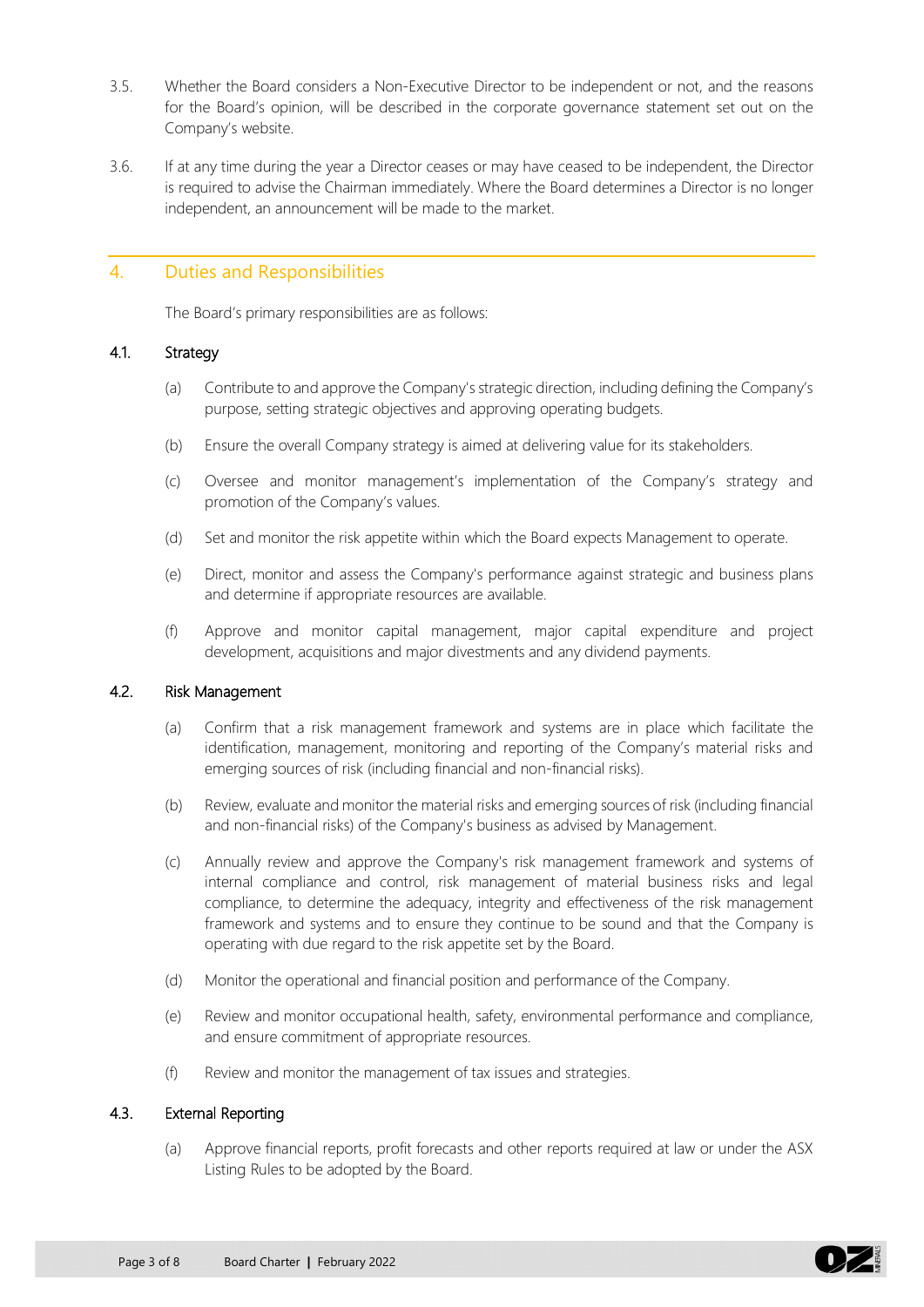3.5. Whether the Board considers a Non-Executive Director to be independent or not, and the reasons for the Board's opinion, will be described in the corporate governance statement set out on the Company's website.

3.6. If at any time during the year a Director ceases or may have ceased to be independent, the Director is required to advise the Chairman immediately. Where the Board determines a Director is no longer independent, an announcement will be made to the market.

## 4. Duties and Responsibilities

The Board's primary responsibilities are as follows:

### 4.1. Strategy

(a) Contribute to and approve the Company's strategic direction, including defining the Company's purpose, setting strategic objectives and approving operating budgets.

(b) Ensure the overall Company strategy is aimed at delivering value for its stakeholders.

(c) Oversee and monitor management's implementation of the Company's strategy and promotion of the Company's values.

(d) Set and monitor the risk appetite within which the Board expects Management to operate.

(e) Direct, monitor and assess the Company's performance against strategic and business plans and determine if appropriate resources are available.

(f) Approve and monitor capital management, major capital expenditure and project development, acquisitions and major divestments and any dividend payments.

### 4.2. Risk Management

(a) Confirm that a risk management framework and systems are in place which facilitate the identification, management, monitoring and reporting of the Company's material risks and emerging sources of risk (including financial and non-financial risks).

(b) Review, evaluate and monitor the material risks and emerging sources of risk (including financial and non-financial risks) of the Company's business as advised by Management.

(c) Annually review and approve the Company's risk management framework and systems of internal compliance and control, risk management of material business risks and legal compliance, to determine the adequacy, integrity and effectiveness of the risk management framework and systems and to ensure they continue to be sound and that the Company is operating with due regard to the risk appetite set by the Board.

(d) Monitor the operational and financial position and performance of the Company.

(e) Review and monitor occupational health, safety, environmental performance and compliance, and ensure commitment of appropriate resources.

(f) Review and monitor the management of tax issues and strategies.

### 4.3. External Reporting

(a) Approve financial reports, profit forecasts and other reports required at law or under the ASX Listing Rules to be adopted by the Board.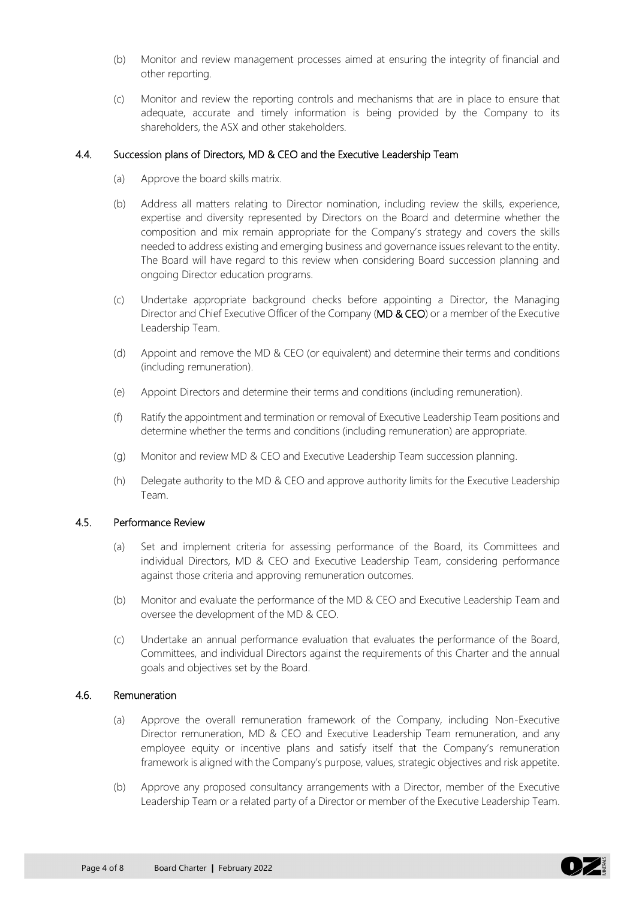(b) Monitor and review management processes aimed at ensuring the integrity of financial and other reporting.

(c) Monitor and review the reporting controls and mechanisms that are in place to ensure that adequate, accurate and timely information is being provided by the Company to its shareholders, the ASX and other stakeholders.

### 4.4. Succession plans of Directors, MD & CEO and the Executive Leadership Team

(a) Approve the board skills matrix.

(b) Address all matters relating to Director nomination, including review the skills, experience, expertise and diversity represented by Directors on the Board and determine whether the composition and mix remain appropriate for the Company's strategy and covers the skills needed to address existing and emerging business and governance issues relevant to the entity. The Board will have regard to this review when considering Board succession planning and ongoing Director education programs.

(c) Undertake appropriate background checks before appointing a Director, the Managing Director and Chief Executive Officer of the Company (**MD & CEO**) or a member of the Executive Leadership Team.

(d) Appoint and remove the MD & CEO (or equivalent) and determine their terms and conditions (including remuneration).

(e) Appoint Directors and determine their terms and conditions (including remuneration).

(f) Ratify the appointment and termination or removal of Executive Leadership Team positions and determine whether the terms and conditions (including remuneration) are appropriate.

(g) Monitor and review MD & CEO and Executive Leadership Team succession planning.

(h) Delegate authority to the MD & CEO and approve authority limits for the Executive Leadership Team.

### 4.5. Performance Review

(a) Set and implement criteria for assessing performance of the Board, its Committees and individual Directors, MD & CEO and Executive Leadership Team, considering performance against those criteria and approving remuneration outcomes.

(b) Monitor and evaluate the performance of the MD & CEO and Executive Leadership Team and oversee the development of the MD & CEO.

(c) Undertake an annual performance evaluation that evaluates the performance of the Board, Committees, and individual Directors against the requirements of this Charter and the annual goals and objectives set by the Board.

### 4.6. Remuneration

(a) Approve the overall remuneration framework of the Company, including Non-Executive Director remuneration, MD & CEO and Executive Leadership Team remuneration, and any employee equity or incentive plans and satisfy itself that the Company's remuneration framework is aligned with the Company's purpose, values, strategic objectives and risk appetite.

(b) Approve any proposed consultancy arrangements with a Director, member of the Executive Leadership Team or a related party of a Director or member of the Executive Leadership Team.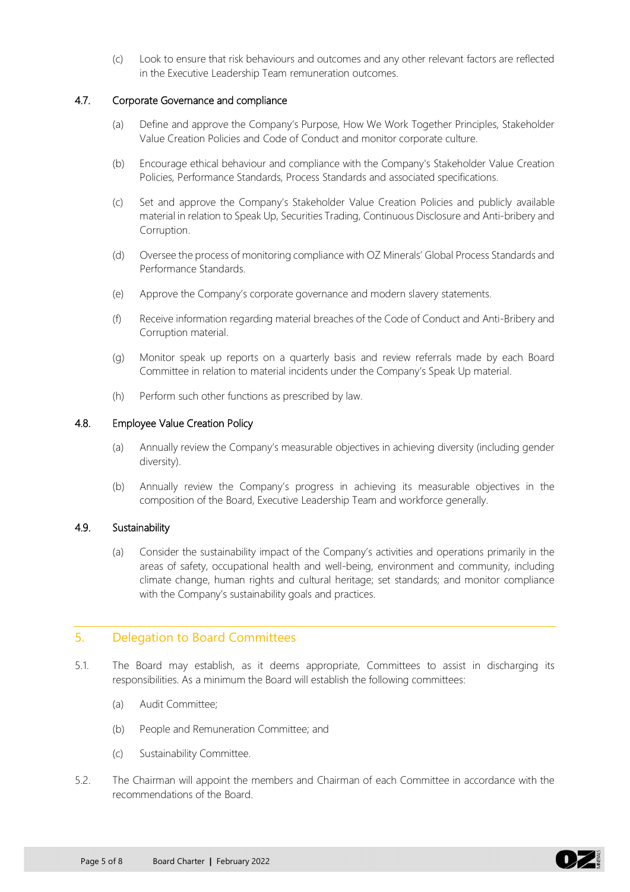(c) Look to ensure that risk behaviours and outcomes and any other relevant factors are reflected in the Executive Leadership Team remuneration outcomes.

### 4.7. Corporate Governance and compliance

(a) Define and approve the Company's Purpose, How We Work Together Principles, Stakeholder Value Creation Policies and Code of Conduct and monitor corporate culture.

(b) Encourage ethical behaviour and compliance with the Company's Stakeholder Value Creation Policies, Performance Standards, Process Standards and associated specifications.

(c) Set and approve the Company's Stakeholder Value Creation Policies and publicly available material in relation to Speak Up, Securities Trading, Continuous Disclosure and Anti-bribery and Corruption.

(d) Oversee the process of monitoring compliance with OZ Minerals' Global Process Standards and Performance Standards.

(e) Approve the Company's corporate governance and modern slavery statements.

(f) Receive information regarding material breaches of the Code of Conduct and Anti-Bribery and Corruption material.

(g) Monitor speak up reports on a quarterly basis and review referrals made by each Board Committee in relation to material incidents under the Company's Speak Up material.

(h) Perform such other functions as prescribed by law.

### 4.8. Employee Value Creation Policy

(a) Annually review the Company's measurable objectives in achieving diversity (including gender diversity).

(b) Annually review the Company's progress in achieving its measurable objectives in the composition of the Board, Executive Leadership Team and workforce generally.

### 4.9. Sustainability

(a) Consider the sustainability impact of the Company's activities and operations primarily in the areas of safety, occupational health and well-being, environment and community, including climate change, human rights and cultural heritage; set standards; and monitor compliance with the Company's sustainability goals and practices.

## 5. Delegation to Board Committees

5.1. The Board may establish, as it deems appropriate, Committees to assist in discharging its responsibilities. As a minimum the Board will establish the following committees:

(a) Audit Committee;

(b) People and Remuneration Committee; and

(c) Sustainability Committee.

5.2. The Chairman will appoint the members and Chairman of each Committee in accordance with the recommendations of the Board.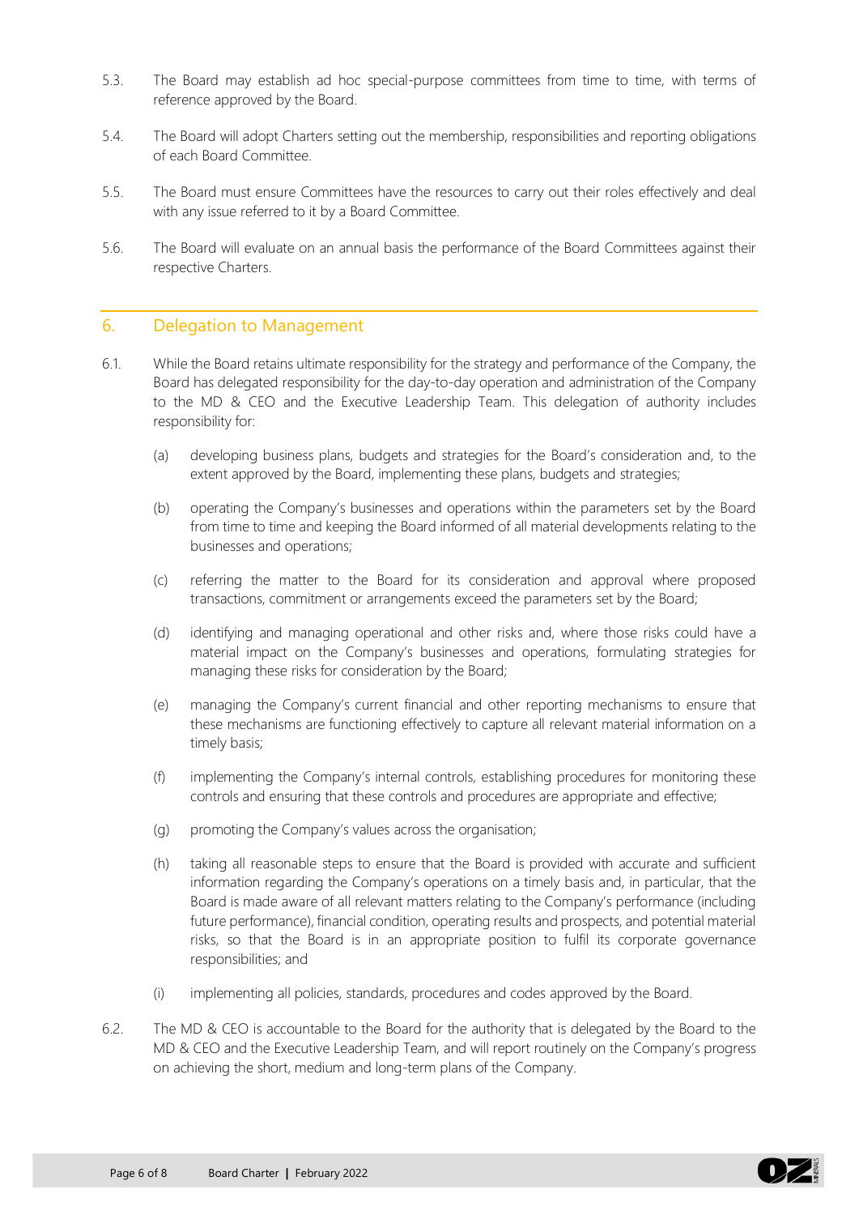5.3. The Board may establish ad hoc special-purpose committees from time to time, with terms of reference approved by the Board.

5.4. The Board will adopt Charters setting out the membership, responsibilities and reporting obligations of each Board Committee.

5.5. The Board must ensure Committees have the resources to carry out their roles effectively and deal with any issue referred to it by a Board Committee.

5.6. The Board will evaluate on an annual basis the performance of the Board Committees against their respective Charters.

## 6. Delegation to Management

6.1. While the Board retains ultimate responsibility for the strategy and performance of the Company, the Board has delegated responsibility for the day-to-day operation and administration of the Company to the MD & CEO and the Executive Leadership Team. This delegation of authority includes responsibility for:

(a) developing business plans, budgets and strategies for the Board's consideration and, to the extent approved by the Board, implementing these plans, budgets and strategies;

(b) operating the Company's businesses and operations within the parameters set by the Board from time to time and keeping the Board informed of all material developments relating to the businesses and operations;

(c) referring the matter to the Board for its consideration and approval where proposed transactions, commitment or arrangements exceed the parameters set by the Board;

(d) identifying and managing operational and other risks and, where those risks could have a material impact on the Company's businesses and operations, formulating strategies for managing these risks for consideration by the Board;

(e) managing the Company's current financial and other reporting mechanisms to ensure that these mechanisms are functioning effectively to capture all relevant material information on a timely basis;

(f) implementing the Company's internal controls, establishing procedures for monitoring these controls and ensuring that these controls and procedures are appropriate and effective;

(g) promoting the Company's values across the organisation;

(h) taking all reasonable steps to ensure that the Board is provided with accurate and sufficient information regarding the Company's operations on a timely basis and, in particular, that the Board is made aware of all relevant matters relating to the Company's performance (including future performance), financial condition, operating results and prospects, and potential material risks, so that the Board is in an appropriate position to fulfil its corporate governance responsibilities; and

(i) implementing all policies, standards, procedures and codes approved by the Board.

6.2. The MD & CEO is accountable to the Board for the authority that is delegated by the Board to the MD & CEO and the Executive Leadership Team, and will report routinely on the Company's progress on achieving the short, medium and long-term plans of the Company.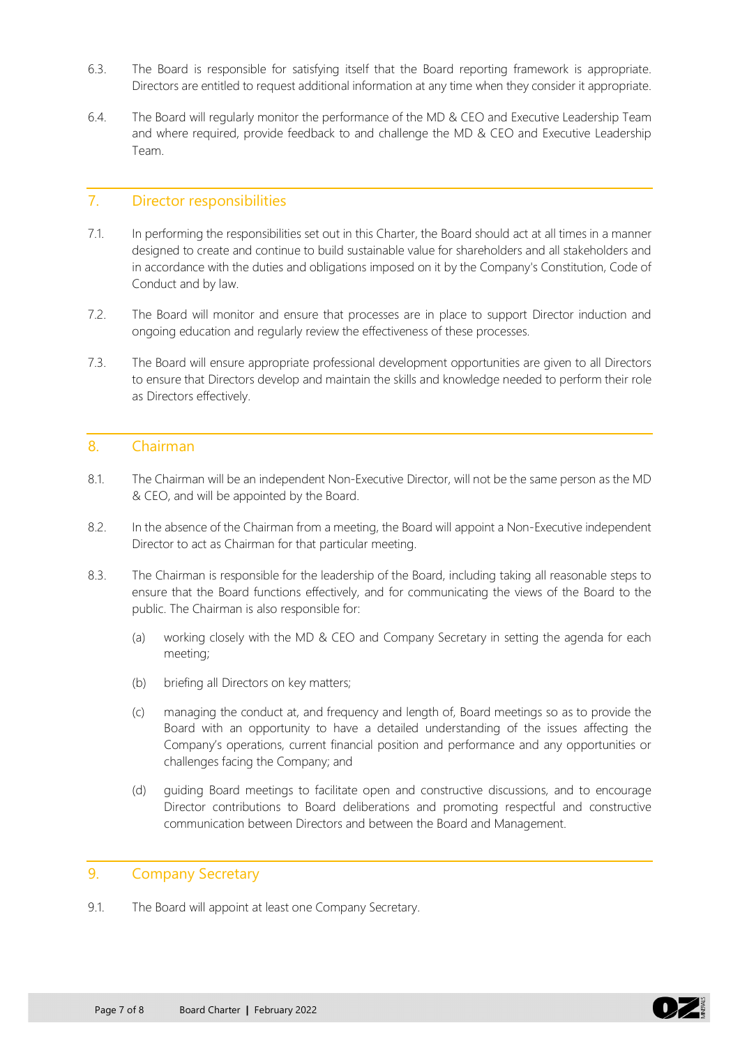6.3. The Board is responsible for satisfying itself that the Board reporting framework is appropriate. Directors are entitled to request additional information at any time when they consider it appropriate.

6.4. The Board will regularly monitor the performance of the MD & CEO and Executive Leadership Team and where required, provide feedback to and challenge the MD & CEO and Executive Leadership Team.

## 7. Director responsibilities

7.1. In performing the responsibilities set out in this Charter, the Board should act at all times in a manner designed to create and continue to build sustainable value for shareholders and all stakeholders and in accordance with the duties and obligations imposed on it by the Company's Constitution, Code of Conduct and by law.

7.2. The Board will monitor and ensure that processes are in place to support Director induction and ongoing education and regularly review the effectiveness of these processes.

7.3. The Board will ensure appropriate professional development opportunities are given to all Directors to ensure that Directors develop and maintain the skills and knowledge needed to perform their role as Directors effectively.

## 8. Chairman

8.1. The Chairman will be an independent Non-Executive Director, will not be the same person as the MD & CEO, and will be appointed by the Board.

8.2. In the absence of the Chairman from a meeting, the Board will appoint a Non-Executive independent Director to act as Chairman for that particular meeting.

8.3. The Chairman is responsible for the leadership of the Board, including taking all reasonable steps to ensure that the Board functions effectively, and for communicating the views of the Board to the public. The Chairman is also responsible for:

(a) working closely with the MD & CEO and Company Secretary in setting the agenda for each meeting;

(b) briefing all Directors on key matters;

(c) managing the conduct at, and frequency and length of, Board meetings so as to provide the Board with an opportunity to have a detailed understanding of the issues affecting the Company's operations, current financial position and performance and any opportunities or challenges facing the Company; and

(d) guiding Board meetings to facilitate open and constructive discussions, and to encourage Director contributions to Board deliberations and promoting respectful and constructive communication between Directors and between the Board and Management.

## 9. Company Secretary

9.1. The Board will appoint at least one Company Secretary.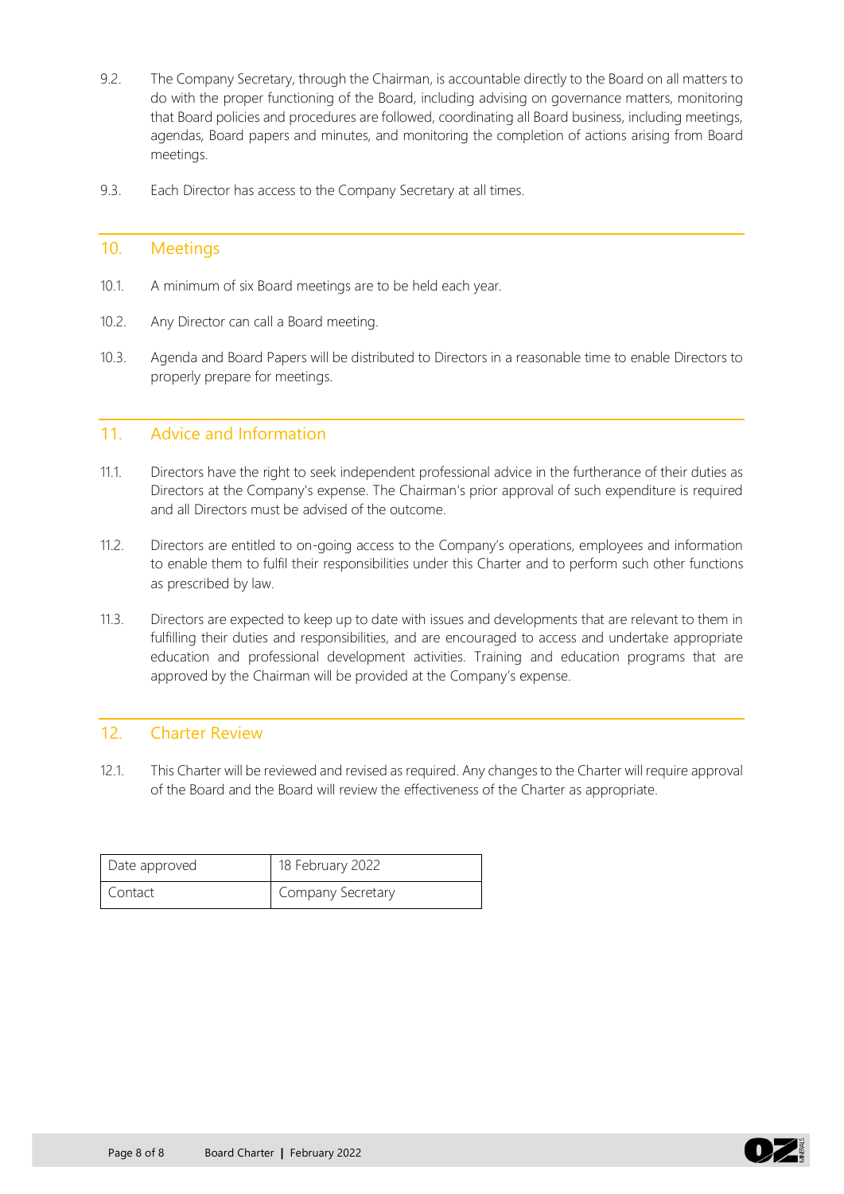9.2. The Company Secretary, through the Chairman, is accountable directly to the Board on all matters to do with the proper functioning of the Board, including advising on governance matters, monitoring that Board policies and procedures are followed, coordinating all Board business, including meetings, agendas, Board papers and minutes, and monitoring the completion of actions arising from Board meetings.

9.3. Each Director has access to the Company Secretary at all times.

## 10. Meetings

10.1. A minimum of six Board meetings are to be held each year.

10.2. Any Director can call a Board meeting.

10.3. Agenda and Board Papers will be distributed to Directors in a reasonable time to enable Directors to properly prepare for meetings.

## 11. Advice and Information

11.1. Directors have the right to seek independent professional advice in the furtherance of their duties as Directors at the Company's expense. The Chairman's prior approval of such expenditure is required and all Directors must be advised of the outcome.

11.2. Directors are entitled to on-going access to the Company's operations, employees and information to enable them to fulfil their responsibilities under this Charter and to perform such other functions as prescribed by law.

11.3. Directors are expected to keep up to date with issues and developments that are relevant to them in fulfilling their duties and responsibilities, and are encouraged to access and undertake appropriate education and professional development activities. Training and education programs that are approved by the Chairman will be provided at the Company's expense.

## 12. Charter Review

12.1. This Charter will be reviewed and revised as required. Any changes to the Charter will require approval of the Board and the Board will review the effectiveness of the Charter as appropriate.

| | |
|---|---|
| Date approved | 18 February 2022 |
| Contact | Company Secretary |